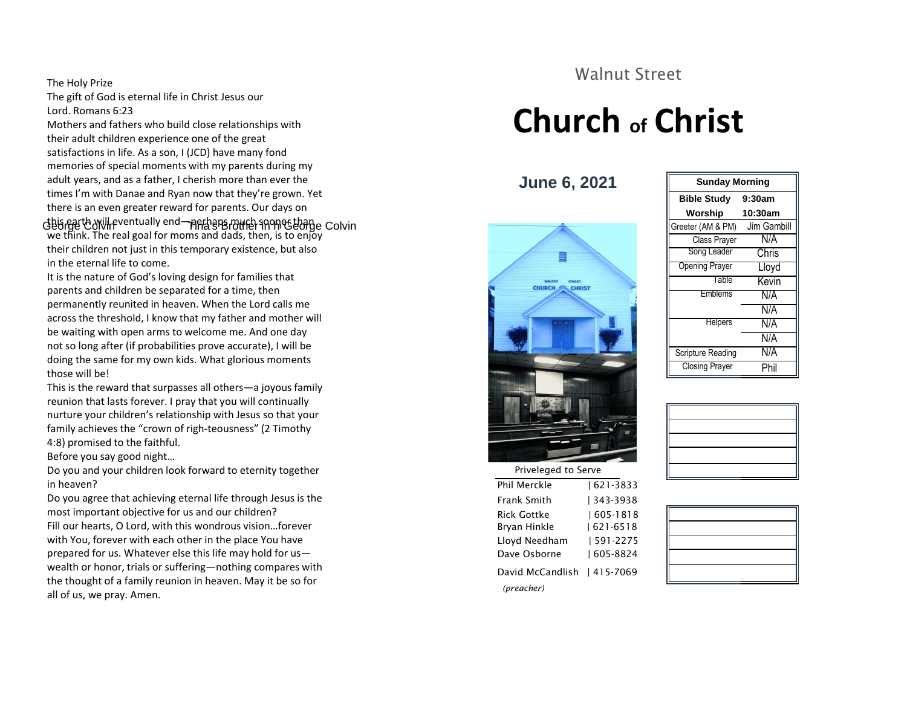The Holy Prize

The gift of God is eternal life in Christ Jesus our Lord. Romans 6:23

Mothers and fathers who build close relationships with their adult children experience one of the great satisfactions in life. As a son, I (JCD) have many fond memories of special moments with my parents during my adult years, and as a father, I cherish more than ever the times I'm with Danae and Ryan now that they're grown. Yet there is an even greater reward for parents. Our days on this earth will eventually end—perhaps much sooner than we think. The real goal for moms and dads, then, is to enjoy their children not just in this temporary existence, but also in the eternal life to come.

George Colvin Tina's Brother in law George Colvin

It is the nature of God's loving design for families that parents and children be separated for a time, then permanently reunited in heaven. When the Lord calls me across the threshold, I know that my father and mother will be waiting with open arms to welcome me. And one day not so long after (if probabilities prove accurate), I will be doing the same for my own kids. What glorious moments those will be!

This is the reward that surpasses all others—a joyous family reunion that lasts forever. I pray that you will continually nurture your children's relationship with Jesus so that your family achieves the "crown of righ-teousness" (2 Timothy 4:8) promised to the faithful.

Before you say good night…

Do you and your children look forward to eternity together in heaven?

Do you agree that achieving eternal life through Jesus is the most important objective for us and our children?

Fill our hearts, O Lord, with this wondrous vision…forever with You, forever with each other in the place You have prepared for us. Whatever else this life may hold for us—wealth or honor, trials or suffering—nothing compares with the thought of a family reunion in heaven. May it be so for all of us, we pray. Amen.

Walnut Street

# Church of Christ

**June 6, 2021**

Priveleged to Serve

| | |
|---|---|
| Phil Merckle | 621-3833 |
| Frank Smith | 343-3938 |
| Rick Gottke | 605-1818 |
| Bryan Hinkle | 621-6518 |
| Lloyd Needham | 591-2275 |
| Dave Osborne | 605-8824 |
| David McCandlish | 415-7069 |

*(preacher)*

| Sunday Morning | |
|---|---|
| **Bible Study** | **9:30am** |
| **Worship** | **10:30am** |
| Greeter (AM & PM) | Jim Gambill |
| Class Prayer | N/A |
| Song Leader | Chris |
| Opening Prayer | Lloyd |
| Table | Kevin |
| Emblems | N/A |
| | N/A |
| Helpers | N/A |
| | N/A |
| Scripture Reading | N/A |
| Closing Prayer | Phil |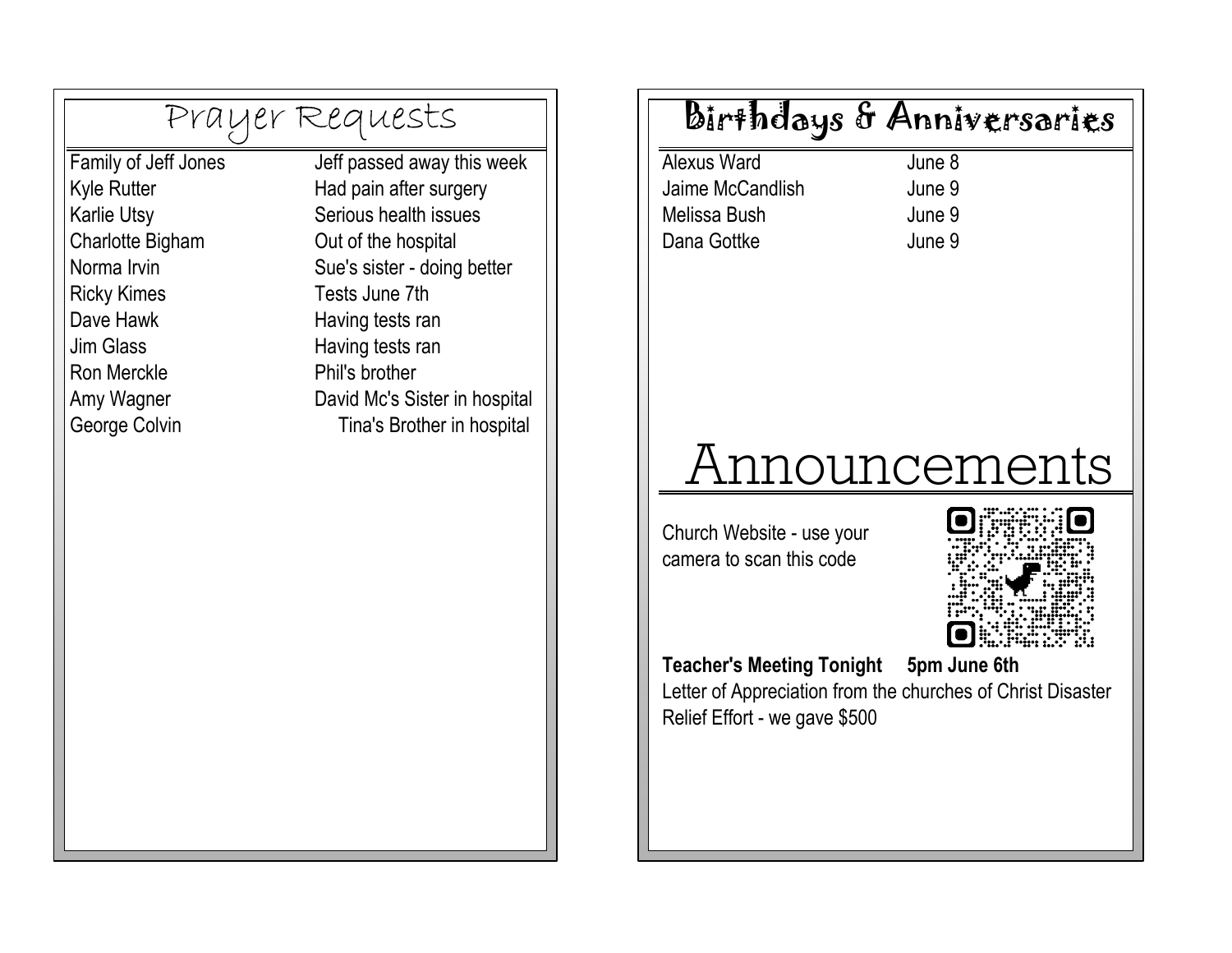## Prayer Requests

| Name | Request |
|---|---|
| Family of Jeff Jones | Jeff passed away this week |
| Kyle Rutter | Had pain after surgery |
| Karlie Utsy | Serious health issues |
| Charlotte Bigham | Out of the hospital |
| Norma Irvin | Sue's sister - doing better |
| Ricky Kimes | Tests June 7th |
| Dave Hawk | Having tests ran |
| Jim Glass | Having tests ran |
| Ron Merckle | Phil's brother |
| Amy Wagner | David Mc's Sister in hospital |
| George Colvin | Tina's Brother in hospital |

## Birthdays & Anniversaries

| Name | Date |
|---|---|
| Alexus Ward | June 8 |
| Jaime McCandlish | June 9 |
| Melissa Bush | June 9 |
| Dana Gottke | June 9 |

## Announcements

Church Website - use your camera to scan this code

**Teacher's Meeting Tonight     5pm June 6th**

Letter of Appreciation from the churches of Christ Disaster Relief Effort - we gave $500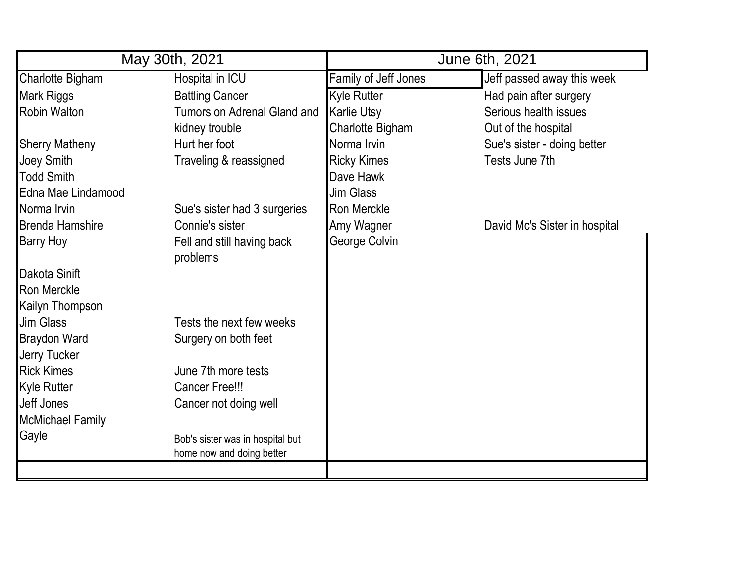| May 30th, 2021 | | June 6th, 2021 | |
|---|---|---|---|
| Charlotte Bigham | Hospital in ICU | Family of Jeff Jones | Jeff passed away this week |
| Mark Riggs | Battling Cancer | Kyle Rutter | Had pain after surgery |
| Robin Walton | Tumors on Adrenal Gland and kidney trouble | Karlie Utsy | Serious health issues |
| | | Charlotte Bigham | Out of the hospital |
| Sherry Matheny | Hurt her foot | Norma Irvin | Sue's sister - doing better |
| Joey Smith | Traveling & reassigned | Ricky Kimes | Tests June 7th |
| Todd Smith | | Dave Hawk | |
| Edna Mae Lindamood | | Jim Glass | |
| Norma Irvin | Sue's sister had 3 surgeries | Ron Merckle | |
| Brenda Hamshire | Connie's sister | Amy Wagner | David Mc's Sister in hospital |
| Barry Hoy | Fell and still having back problems | George Colvin | |
| Dakota Sinift | | | |
| Ron Merckle | | | |
| Kailyn Thompson | | | |
| Jim Glass | Tests the next few weeks | | |
| Braydon Ward | Surgery on both feet | | |
| Jerry Tucker | | | |
| Rick Kimes | June 7th more tests | | |
| Kyle Rutter | Cancer Free!!! | | |
| Jeff Jones | Cancer not doing well | | |
| McMichael Family | | | |
| Gayle | Bob's sister was in hospital but home now and doing better | | |